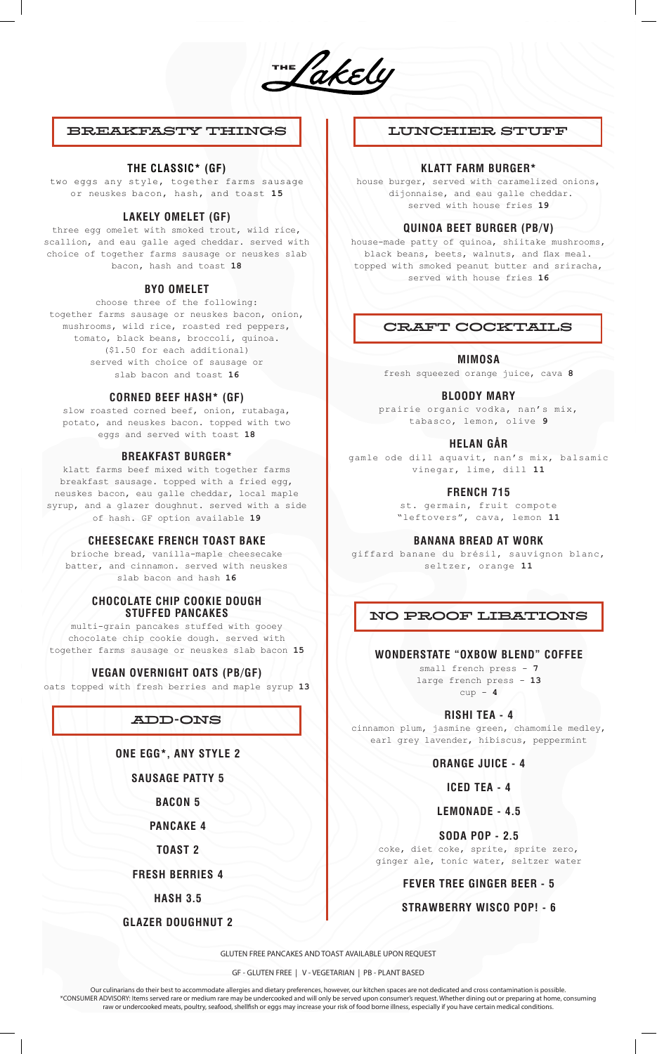# THE Lakely

## BREAKFASTY THINGS

### THE CLASSIC* (GF)

two eggs any style, together farms sausage or neuskes bacon, hash, and toast **15**

### LAKELY OMELET (GF)

three egg omelet with smoked trout, wild rice, scallion, and eau galle aged cheddar. served with choice of together farms sausage or neuskes slab bacon, hash and toast **18**

### BYO OMELET

choose three of the following:
together farms sausage or neuskes bacon, onion, mushrooms, wild rice, roasted red peppers, tomato, black beans, broccoli, quinoa.
($1.50 for each additional)
served with choice of sausage or slab bacon and toast **16**

### CORNED BEEF HASH* (GF)

slow roasted corned beef, onion, rutabaga, potato, and neuskes bacon. topped with two eggs and served with toast **18**

### BREAKFAST BURGER*

klatt farms beef mixed with together farms breakfast sausage. topped with a fried egg, neuskes bacon, eau galle cheddar, local maple syrup, and a glazer doughnut. served with a side of hash. GF option available **19**

### CHEESECAKE FRENCH TOAST BAKE

brioche bread, vanilla-maple cheesecake batter, and cinnamon. served with neuskes slab bacon and hash **16**

### CHOCOLATE CHIP COOKIE DOUGH STUFFED PANCAKES

multi-grain pancakes stuffed with gooey chocolate chip cookie dough. served with together farms sausage or neuskes slab bacon **15**

### VEGAN OVERNIGHT OATS (PB/GF)

oats topped with fresh berries and maple syrup **13**

## ADD-ONS

**ONE EGG*, ANY STYLE 2**

**SAUSAGE PATTY 5**

**BACON 5**

**PANCAKE 4**

**TOAST 2**

**FRESH BERRIES 4**

**HASH 3.5**

**GLAZER DOUGHNUT 2**

## LUNCHIER STUFF

### KLATT FARM BURGER*

house burger, served with caramelized onions, dijonnaise, and eau galle cheddar. served with house fries **19**

### QUINOA BEET BURGER (PB/V)

house-made patty of quinoa, shiitake mushrooms, black beans, beets, walnuts, and flax meal. topped with smoked peanut butter and sriracha, served with house fries **16**

## CRAFT COCKTAILS

### MIMOSA

fresh squeezed orange juice, cava **8**

### BLOODY MARY

prairie organic vodka, nan's mix, tabasco, lemon, olive **9**

### HELAN GÅR

gamle ode dill aquavit, nan's mix, balsamic vinegar, lime, dill **11**

### FRENCH 715

st. germain, fruit compote "leftovers", cava, lemon **11**

### BANANA BREAD AT WORK

giffard banane du brésil, sauvignon blanc, seltzer, orange **11**

## NO PROOF LIBATIONS

### WONDERSTATE "OXBOW BLEND" COFFEE

small french press - **7**
large french press - **13**
cup - **4**

### RISHI TEA - 4

cinnamon plum, jasmine green, chamomile medley, earl grey lavender, hibiscus, peppermint

**ORANGE JUICE - 4**

**ICED TEA - 4**

**LEMONADE - 4.5**

### SODA POP - 2.5

coke, diet coke, sprite, sprite zero, ginger ale, tonic water, seltzer water

**FEVER TREE GINGER BEER - 5**

**STRAWBERRY WISCO POP! - 6**

GLUTEN FREE PANCAKES AND TOAST AVAILABLE UPON REQUEST

GF - GLUTEN FREE | V - VEGETARIAN | PB - PLANT BASED

Our culinarians do their best to accommodate allergies and dietary preferences, however, our kitchen spaces are not dedicated and cross contamination is possible.
*CONSUMER ADVISORY: Items served rare or medium rare may be undercooked and will only be served upon consumer's request. Whether dining out or preparing at home, consuming raw or undercooked meats, poultry, seafood, shellfish or eggs may increase your risk of food borne illness, especially if you have certain medical conditions.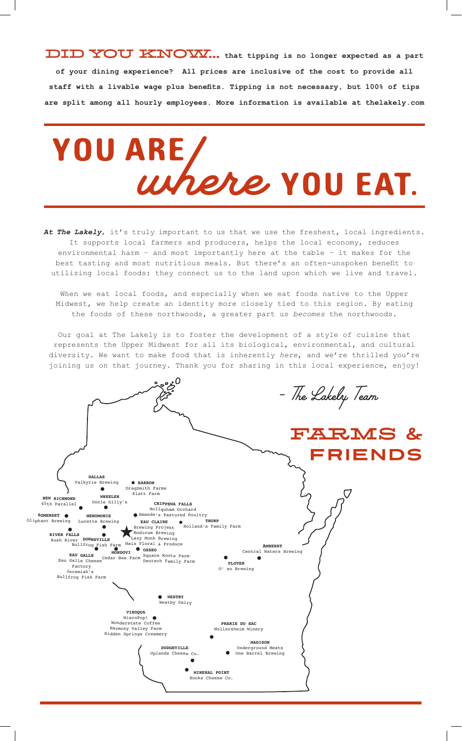**DID YOU KNOW... that tipping is no longer expected as a part of your dining experience? All prices are inclusive of the cost to provide all staff with a livable wage plus benefits. Tipping is not necessary, but 100% of tips are split among all hourly employees. More information is available at thelakely.com**

# YOU ARE *where* YOU EAT.

***At The Lakely***, it's truly important to us that we use the freshest, local ingredients. It supports local farmers and producers, helps the local economy, reduces environmental harm – and most importantly here at the table – it makes for the best tasting and most nutritious meals. But there's an often-unspoken benefit to utilizing local foods: they connect us to the land upon which we live and travel.

When we eat local foods, and especially when we eat foods native to the Upper Midwest, we help create an identity more closely tied to this region. By eating the foods of these northwoods, a greater part us *becomes* the northwoods.

Our goal at The Lakely is to foster the development of a style of cuisine that represents the Upper Midwest for all its biological, environmental, and cultural diversity. We want to make food that is inherently *here*, and we're thrilled you're joining us on that journey. Thank you for sharing in this local experience, enjoy!

*- The Lakely Team*

## FARMS & FRIENDS

**DALLAS**
Valkyrie Brewing

**BARRON**
DragSmith Farms
Klatt Farm

**NEW RICHMOND**
45th Parallel

**WHEELER**
Uncle Gilly's

**CHIPPEWA FALLS**
McIlquham Orchard
Amanda's Pastured Poultry

**SOMERSET**
Oliphant Brewing

**MENOMONIE**
Lucette Brewing

**EAU CLAIRE**
Brewing Projekt
Modicum Brewing
Lazy Monk Brewing
Maix Floral & Produce

**THORP**
Holland's Family Farm

**RIVER FALLS**
Rush River

**DOWNSVILLE**
Bullfrog Fish Farm

**MONDOVI**
Cedar Bee Farm

**OSSEO**
Square Roots Farm
Deutsch Family Farm

**AMHERST**
Central Waters Brewing

**EAU GALLE**
Eau Galle Cheese Factory
Jeremiah's
Bullfrog Fish Farm

**PLOVER**
O' so Brewing

**WESTBY**
Westby Dairy

**VIROQUA**
WiscoPop!
Wonderstate Coffee
Harmony Valley Farm
Hidden Springs Creamery

**PRARIE DU SAC**
Wollersheim Winery

**MADISON**
Underground Meats
One Barrel Brewing

**DODGEVILLE**
Uplands Cheese Co.

**MINERAL POINT**
Hooks Cheese Co.